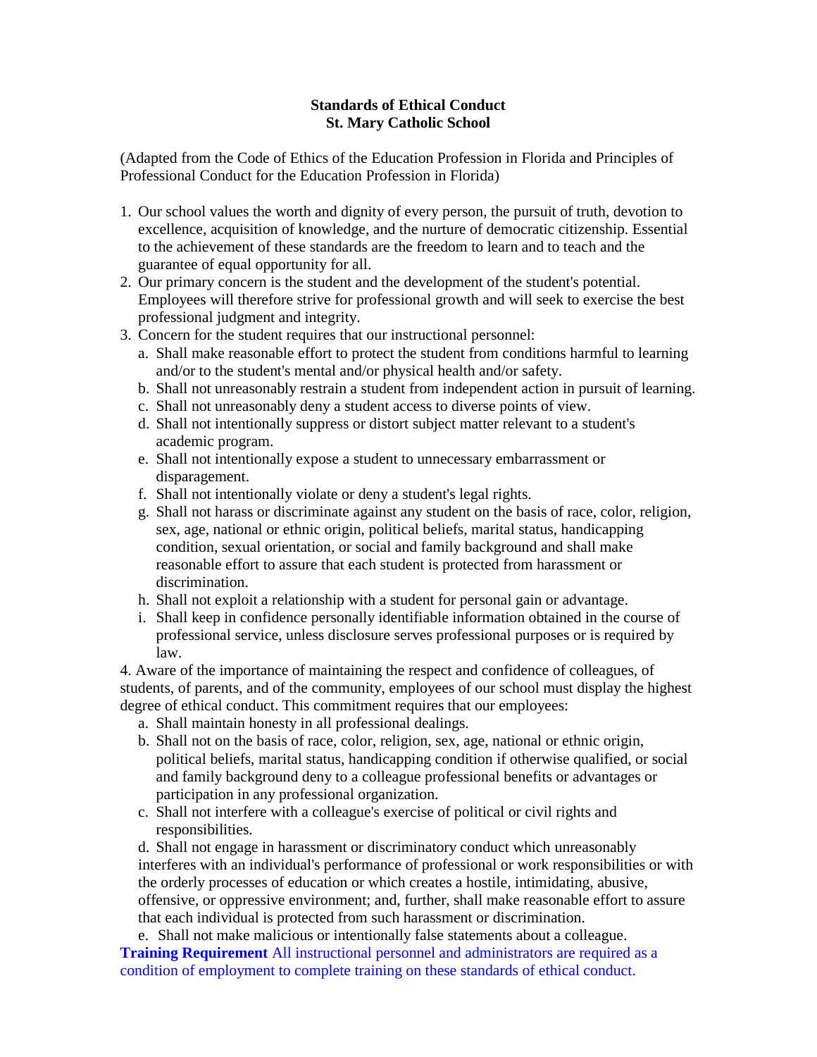**Standards of Ethical Conduct**
**St. Mary Catholic School**

(Adapted from the Code of Ethics of the Education Profession in Florida and Principles of Professional Conduct for the Education Profession in Florida)

1. Our school values the worth and dignity of every person, the pursuit of truth, devotion to excellence, acquisition of knowledge, and the nurture of democratic citizenship. Essential to the achievement of these standards are the freedom to learn and to teach and the guarantee of equal opportunity for all.
2. Our primary concern is the student and the development of the student's potential. Employees will therefore strive for professional growth and will seek to exercise the best professional judgment and integrity.
3. Concern for the student requires that our instructional personnel:
   a. Shall make reasonable effort to protect the student from conditions harmful to learning and/or to the student's mental and/or physical health and/or safety.
   b. Shall not unreasonably restrain a student from independent action in pursuit of learning.
   c. Shall not unreasonably deny a student access to diverse points of view.
   d. Shall not intentionally suppress or distort subject matter relevant to a student's academic program.
   e. Shall not intentionally expose a student to unnecessary embarrassment or disparagement.
   f. Shall not intentionally violate or deny a student's legal rights.
   g. Shall not harass or discriminate against any student on the basis of race, color, religion, sex, age, national or ethnic origin, political beliefs, marital status, handicapping condition, sexual orientation, or social and family background and shall make reasonable effort to assure that each student is protected from harassment or discrimination.
   h. Shall not exploit a relationship with a student for personal gain or advantage.
   i. Shall keep in confidence personally identifiable information obtained in the course of professional service, unless disclosure serves professional purposes or is required by law.

4. Aware of the importance of maintaining the respect and confidence of colleagues, of students, of parents, and of the community, employees of our school must display the highest degree of ethical conduct. This commitment requires that our employees:
   a. Shall maintain honesty in all professional dealings.
   b. Shall not on the basis of race, color, religion, sex, age, national or ethnic origin, political beliefs, marital status, handicapping condition if otherwise qualified, or social and family background deny to a colleague professional benefits or advantages or participation in any professional organization.
   c. Shall not interfere with a colleague's exercise of political or civil rights and responsibilities.
   d. Shall not engage in harassment or discriminatory conduct which unreasonably interferes with an individual's performance of professional or work responsibilities or with the orderly processes of education or which creates a hostile, intimidating, abusive, offensive, or oppressive environment; and, further, shall make reasonable effort to assure that each individual is protected from such harassment or discrimination.
   e. Shall not make malicious or intentionally false statements about a colleague.

**Training Requirement** All instructional personnel and administrators are required as a condition of employment to complete training on these standards of ethical conduct.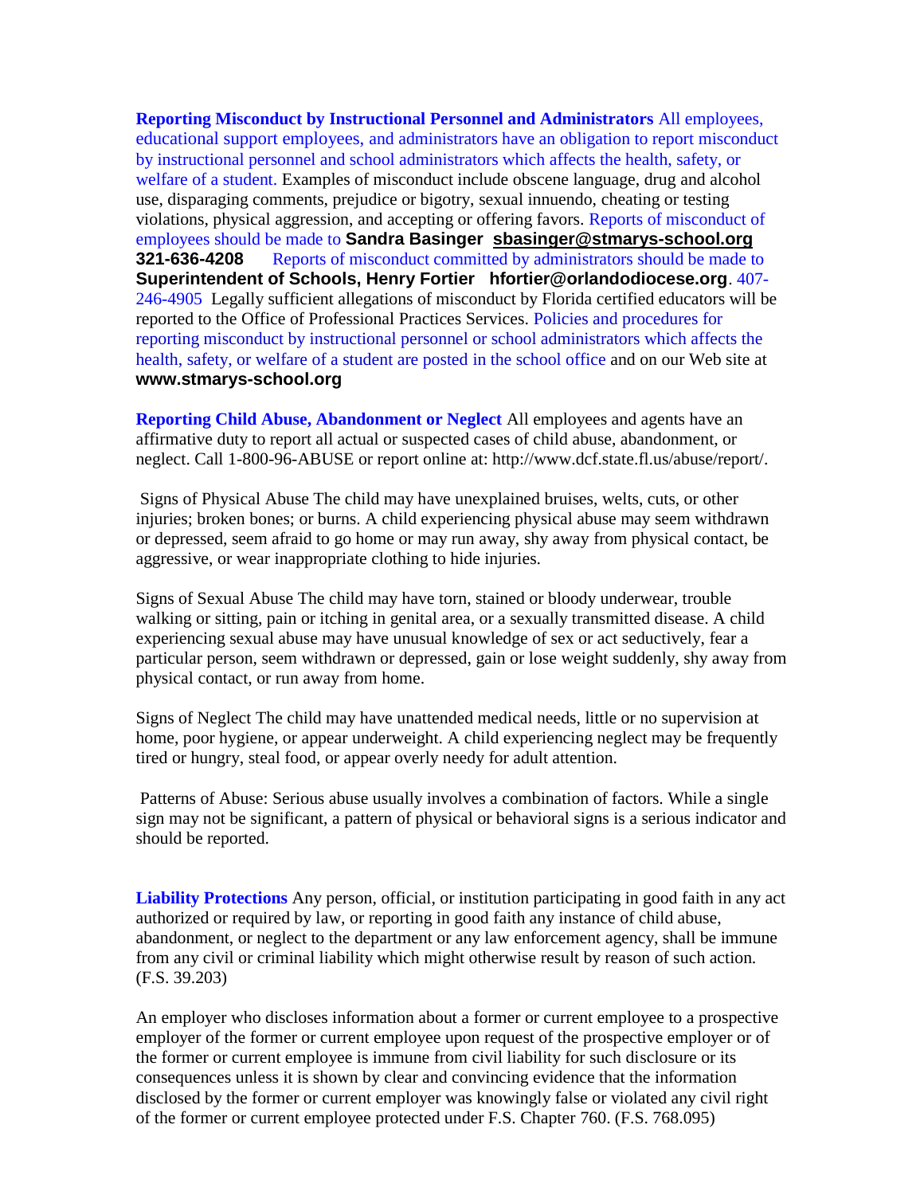**Reporting Misconduct by Instructional Personnel and Administrators** All employees, educational support employees, and administrators have an obligation to report misconduct by instructional personnel and school administrators which affects the health, safety, or welfare of a student. Examples of misconduct include obscene language, drug and alcohol use, disparaging comments, prejudice or bigotry, sexual innuendo, cheating or testing violations, physical aggression, and accepting or offering favors. Reports of misconduct of employees should be made to **Sandra Basinger** **sbasinger@stmarys-school.org** **321-636-4208** Reports of misconduct committed by administrators should be made to **Superintendent of Schools, Henry Fortier** **hfortier@orlandodiocese.org**. 407-246-4905 Legally sufficient allegations of misconduct by Florida certified educators will be reported to the Office of Professional Practices Services. Policies and procedures for reporting misconduct by instructional personnel or school administrators which affects the health, safety, or welfare of a student are posted in the school office and on our Web site at **www.stmarys-school.org**

**Reporting Child Abuse, Abandonment or Neglect** All employees and agents have an affirmative duty to report all actual or suspected cases of child abuse, abandonment, or neglect. Call 1-800-96-ABUSE or report online at: http://www.dcf.state.fl.us/abuse/report/.

Signs of Physical Abuse The child may have unexplained bruises, welts, cuts, or other injuries; broken bones; or burns. A child experiencing physical abuse may seem withdrawn or depressed, seem afraid to go home or may run away, shy away from physical contact, be aggressive, or wear inappropriate clothing to hide injuries.

Signs of Sexual Abuse The child may have torn, stained or bloody underwear, trouble walking or sitting, pain or itching in genital area, or a sexually transmitted disease. A child experiencing sexual abuse may have unusual knowledge of sex or act seductively, fear a particular person, seem withdrawn or depressed, gain or lose weight suddenly, shy away from physical contact, or run away from home.

Signs of Neglect The child may have unattended medical needs, little or no supervision at home, poor hygiene, or appear underweight. A child experiencing neglect may be frequently tired or hungry, steal food, or appear overly needy for adult attention.

Patterns of Abuse: Serious abuse usually involves a combination of factors. While a single sign may not be significant, a pattern of physical or behavioral signs is a serious indicator and should be reported.

**Liability Protections** Any person, official, or institution participating in good faith in any act authorized or required by law, or reporting in good faith any instance of child abuse, abandonment, or neglect to the department or any law enforcement agency, shall be immune from any civil or criminal liability which might otherwise result by reason of such action. (F.S. 39.203)

An employer who discloses information about a former or current employee to a prospective employer of the former or current employee upon request of the prospective employer or of the former or current employee is immune from civil liability for such disclosure or its consequences unless it is shown by clear and convincing evidence that the information disclosed by the former or current employer was knowingly false or violated any civil right of the former or current employee protected under F.S. Chapter 760. (F.S. 768.095)